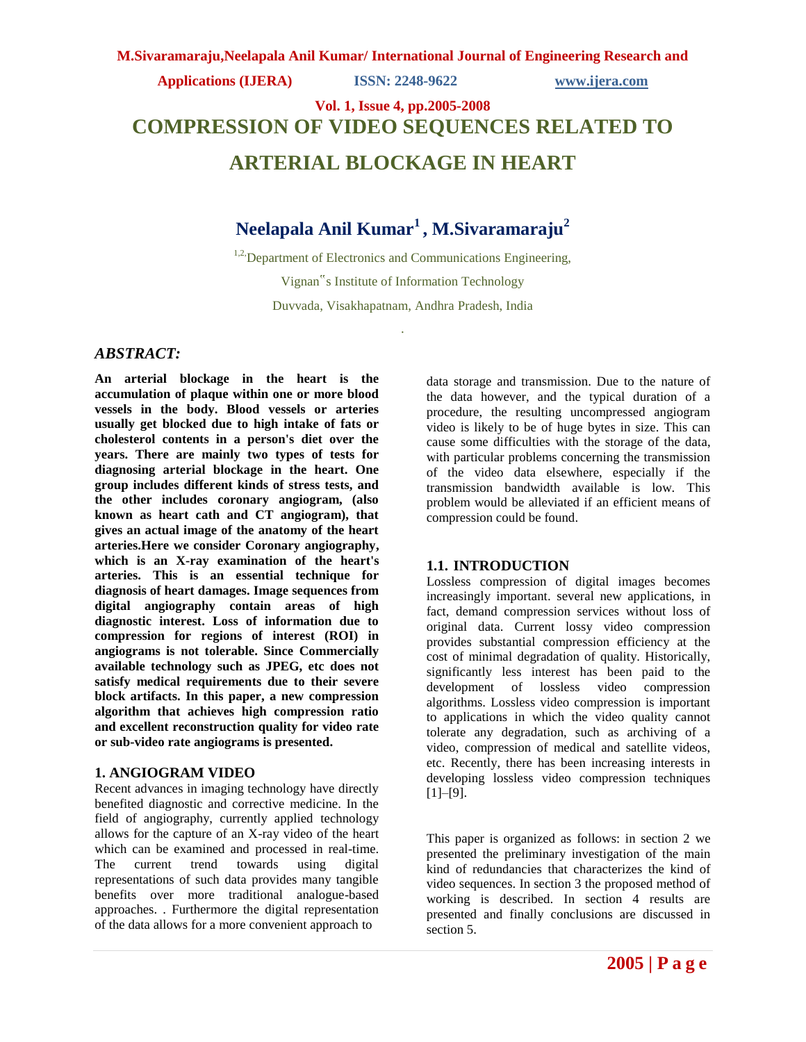# COMPRESSION OF VIDEO SEQUENCES RELATED TO ARTERIAL BLOCKAGE IN HEART

## Neelapala Anil Kumar[1] , M.Sivaramaraju[2]

[1,2.]Department of Electronics and Communications Engineering,

Vignan"s Institute of Information Technology

Duvvada, Visakhapatnam, Andhra Pradesh, India

### *ABSTRACT:*

**An arterial blockage in the heart is the accumulation of plaque within one or more blood vessels in the body. Blood vessels or arteries usually get blocked due to high intake of fats or cholesterol contents in a person's diet over the years. There are mainly two types of tests for diagnosing arterial blockage in the heart. One group includes different kinds of stress tests, and the other includes coronary angiogram, (also known as heart cath and CT angiogram), that gives an actual image of the anatomy of the heart arteries.Here we consider Coronary angiography, which is an X-ray examination of the heart's arteries. This is an essential technique for diagnosis of heart damages. Image sequences from digital angiography contain areas of high diagnostic interest. Loss of information due to compression for regions of interest (ROI) in angiograms is not tolerable. Since Commercially available technology such as JPEG, etc does not satisfy medical requirements due to their severe block artifacts. In this paper, a new compression algorithm that achieves high compression ratio and excellent reconstruction quality for video rate or sub-video rate angiograms is presented.**

### 1. ANGIOGRAM VIDEO

Recent advances in imaging technology have directly benefited diagnostic and corrective medicine. In the field of angiography, currently applied technology allows for the capture of an X-ray video of the heart which can be examined and processed in real-time. The current trend towards using digital representations of such data provides many tangible benefits over more traditional analogue-based approaches. . Furthermore the digital representation of the data allows for a more convenient approach to data storage and transmission. Due to the nature of the data however, and the typical duration of a procedure, the resulting uncompressed angiogram video is likely to be of huge bytes in size. This can cause some difficulties with the storage of the data, with particular problems concerning the transmission of the video data elsewhere, especially if the transmission bandwidth available is low. This problem would be alleviated if an efficient means of compression could be found.

### 1.1. INTRODUCTION

Lossless compression of digital images becomes increasingly important. several new applications, in fact, demand compression services without loss of original data. Current lossy video compression provides substantial compression efficiency at the cost of minimal degradation of quality. Historically, significantly less interest has been paid to the development of lossless video compression algorithms. Lossless video compression is important to applications in which the video quality cannot tolerate any degradation, such as archiving of a video, compression of medical and satellite videos, etc. Recently, there has been increasing interests in developing lossless video compression techniques [1]–[9].

This paper is organized as follows: in section 2 we presented the preliminary investigation of the main kind of redundancies that characterizes the kind of video sequences. In section 3 the proposed method of working is described. In section 4 results are presented and finally conclusions are discussed in section 5.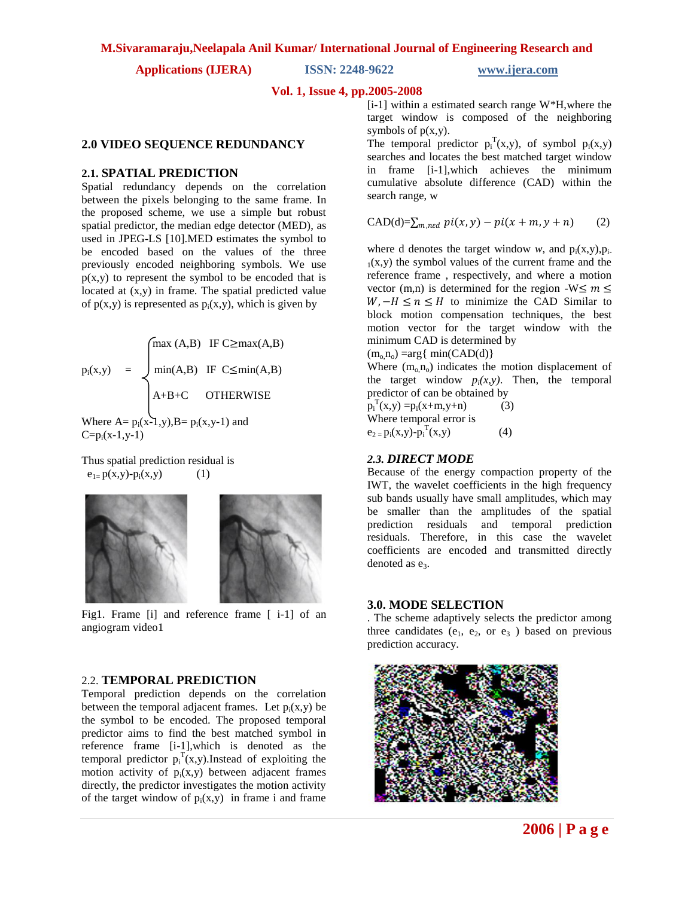## 2.0 VIDEO SEQUENCE REDUNDANCY

### 2.1. SPATIAL PREDICTION

Spatial redundancy depends on the correlation between the pixels belonging to the same frame. In the proposed scheme, we use a simple but robust spatial predictor, the median edge detector (MED), as used in JPEG-LS [10].MED estimates the symbol to be encoded based on the values of the three previously encoded neighboring symbols. We use p(x,y) to represent the symbol to be encoded that is located at (x,y) in frame. The spatial predicted value of p(x,y) is represented as $p_i(x,y)$, which is given by

$$p_i(x,y) = \begin{cases} \max(A,B) & \text{IF } C \geq \max(A,B) \\ \min(A,B) & \text{IF } C \leq \min(A,B) \\ A+B+C & \text{OTHERWISE} \end{cases}$$

Where $A= p_i(x-1,y)$, $B= p_i(x,y-1)$ and $C=p_i(x-1,y-1)$

Thus spatial prediction residual is

$$e_1 = p(x,y)-p_i(x,y) \qquad (1)$$

Fig1. Frame [i] and reference frame [ i-1] of an angiogram video1

### 2.2. TEMPORAL PREDICTION

Temporal prediction depends on the correlation between the temporal adjacent frames. Let $p_i(x,y)$ be the symbol to be encoded. The proposed temporal predictor aims to find the best matched symbol in reference frame [i-1],which is denoted as the temporal predictor $p_i^T(x,y)$.Instead of exploiting the motion activity of $p_i(x,y)$ between adjacent frames directly, the predictor investigates the motion activity of the target window of $p_i(x,y)$ in frame i and frame [i-1] within a estimated search range W*H,where the target window is composed of the neighboring symbols of p(x,y).

The temporal predictor $p_i^T(x,y)$, of symbol $p_i(x,y)$ searches and locates the best matched target window in frame [i-1],which achieves the minimum cumulative absolute difference (CAD) within the search range, w

$$\text{CAD}(d)=\sum_{m,n\varepsilon d} pi(x,y) - pi(x+m,y+n) \qquad (2)$$

where d denotes the target window *w*, and $p_i(x,y)$,$p_{i-1}(x,y)$ the symbol values of the current frame and the reference frame , respectively, and where a motion vector (m,n) is determined for the region $-W \leq m \leq W, -H \leq n \leq H$ to minimize the CAD Similar to block motion compensation techniques, the best motion vector for the target window with the minimum CAD is determined by

$(m_o,n_o)$ =arg{ min(CAD(d)}

Where $(m_o,n_o)$ indicates the motion displacement of the target window $p_i(x,y)$. Then, the temporal predictor of can be obtained by

$$p_i^T(x,y) = p_i(x+m,y+n) \qquad (3)$$

Where temporal error is

$$e_2 = p_i(x,y)-p_i^T(x,y) \qquad (4)$$

### *2.3. DIRECT MODE*

Because of the energy compaction property of the IWT, the wavelet coefficients in the high frequency sub bands usually have small amplitudes, which may be smaller than the amplitudes of the spatial prediction residuals and temporal prediction residuals. Therefore, in this case the wavelet coefficients are encoded and transmitted directly denoted as $e_3$.

## 3.0. MODE SELECTION

. The scheme adaptively selects the predictor among three candidates ($e_1$, $e_2$, or $e_3$ ) based on previous prediction accuracy.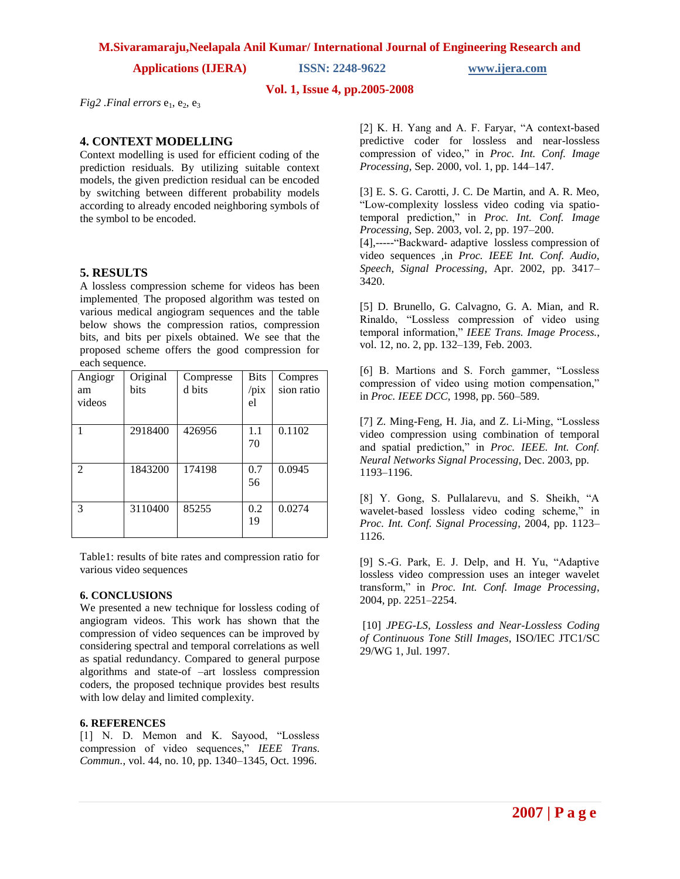*Fig2 .Final errors* $e_1$, $e_2$, $e_3$

## 4. CONTEXT MODELLING

Context modelling is used for efficient coding of the prediction residuals. By utilizing suitable context models, the given prediction residual can be encoded by switching between different probability models according to already encoded neighboring symbols of the symbol to be encoded.

## 5. RESULTS

A lossless compression scheme for videos has been implemented. The proposed algorithm was tested on various medical angiogram sequences and the table below shows the compression ratios, compression bits, and bits per pixels obtained. We see that the proposed scheme offers the good compression for each sequence.

| Angiogram videos | Original bits | Compressed bits | Bits /pixel | Compression ratio |
|---|---|---|---|---|
| 1 | 2918400 | 426956 | 1.170 | 0.1102 |
| 2 | 1843200 | 174198 | 0.756 | 0.0945 |
| 3 | 3110400 | 85255 | 0.219 | 0.0274 |

Table1: results of bite rates and compression ratio for various video sequences

### 6. CONCLUSIONS

We presented a new technique for lossless coding of angiogram videos. This work has shown that the compression of video sequences can be improved by considering spectral and temporal correlations as well as spatial redundancy. Compared to general purpose algorithms and state-of –art lossless compression coders, the proposed technique provides best results with low delay and limited complexity.

### 6. REFERENCES

[1] N. D. Memon and K. Sayood, "Lossless compression of video sequences," *IEEE Trans. Commun.*, vol. 44, no. 10, pp. 1340–1345, Oct. 1996.

[2] K. H. Yang and A. F. Faryar, "A context-based predictive coder for lossless and near-lossless compression of video," in *Proc. Int. Conf. Image Processing*, Sep. 2000, vol. 1, pp. 144–147.

[3] E. S. G. Carotti, J. C. De Martin, and A. R. Meo, "Low-complexity lossless video coding via spatio-temporal prediction," in *Proc. Int. Conf. Image Processing*, Sep. 2003, vol. 2, pp. 197–200.

[4],-----"Backward- adaptive lossless compression of video sequences ,in *Proc. IEEE Int. Conf. Audio, Speech, Signal Processing*, Apr. 2002, pp. 3417–3420.

[5] D. Brunello, G. Calvagno, G. A. Mian, and R. Rinaldo, "Lossless compression of video using temporal information," *IEEE Trans. Image Process.*, vol. 12, no. 2, pp. 132–139, Feb. 2003.

[6] B. Martions and S. Forch gammer, "Lossless compression of video using motion compensation," in *Proc. IEEE DCC*, 1998, pp. 560–589.

[7] Z. Ming-Feng, H. Jia, and Z. Li-Ming, "Lossless video compression using combination of temporal and spatial prediction," in *Proc. IEEE. Int. Conf. Neural Networks Signal Processing*, Dec. 2003, pp. 1193–1196.

[8] Y. Gong, S. Pullalarevu, and S. Sheikh, "A wavelet-based lossless video coding scheme," in *Proc. Int. Conf. Signal Processing*, 2004, pp. 1123–1126.

[9] S.-G. Park, E. J. Delp, and H. Yu, "Adaptive lossless video compression uses an integer wavelet transform," in *Proc. Int. Conf. Image Processing*, 2004, pp. 2251–2254.

[10] *JPEG-LS, Lossless and Near-Lossless Coding of Continuous Tone Still Images*, ISO/IEC JTC1/SC 29/WG 1, Jul. 1997.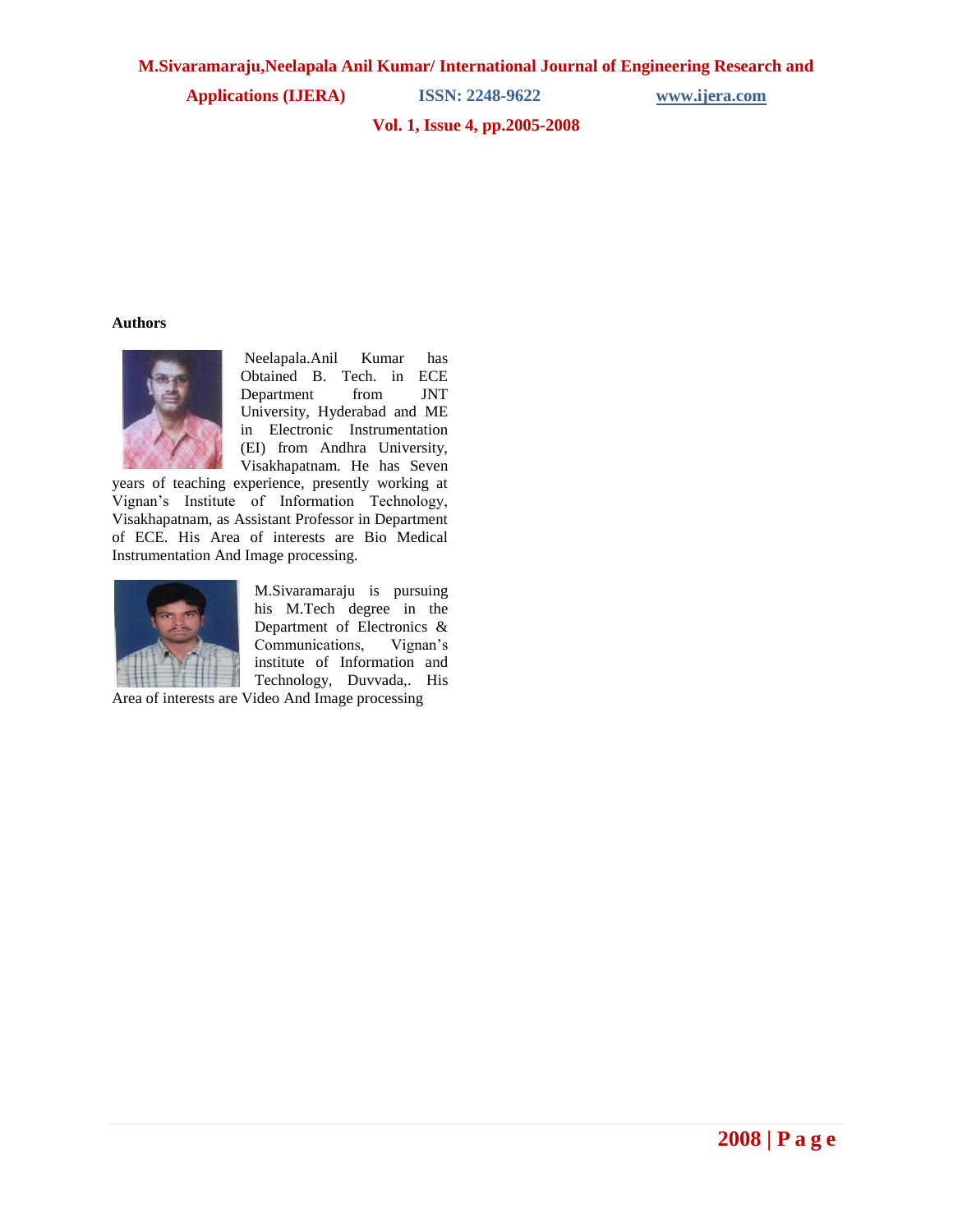**Authors**

Neelapala.Anil Kumar has Obtained B. Tech. in ECE Department from JNT University, Hyderabad and ME in Electronic Instrumentation (EI) from Andhra University, Visakhapatnam. He has Seven years of teaching experience, presently working at Vignan's Institute of Information Technology, Visakhapatnam, as Assistant Professor in Department of ECE. His Area of interests are Bio Medical Instrumentation And Image processing.

M.Sivaramaraju is pursuing his M.Tech degree in the Department of Electronics & Communications, Vignan's institute of Information and Technology, Duvvada,. His Area of interests are Video And Image processing